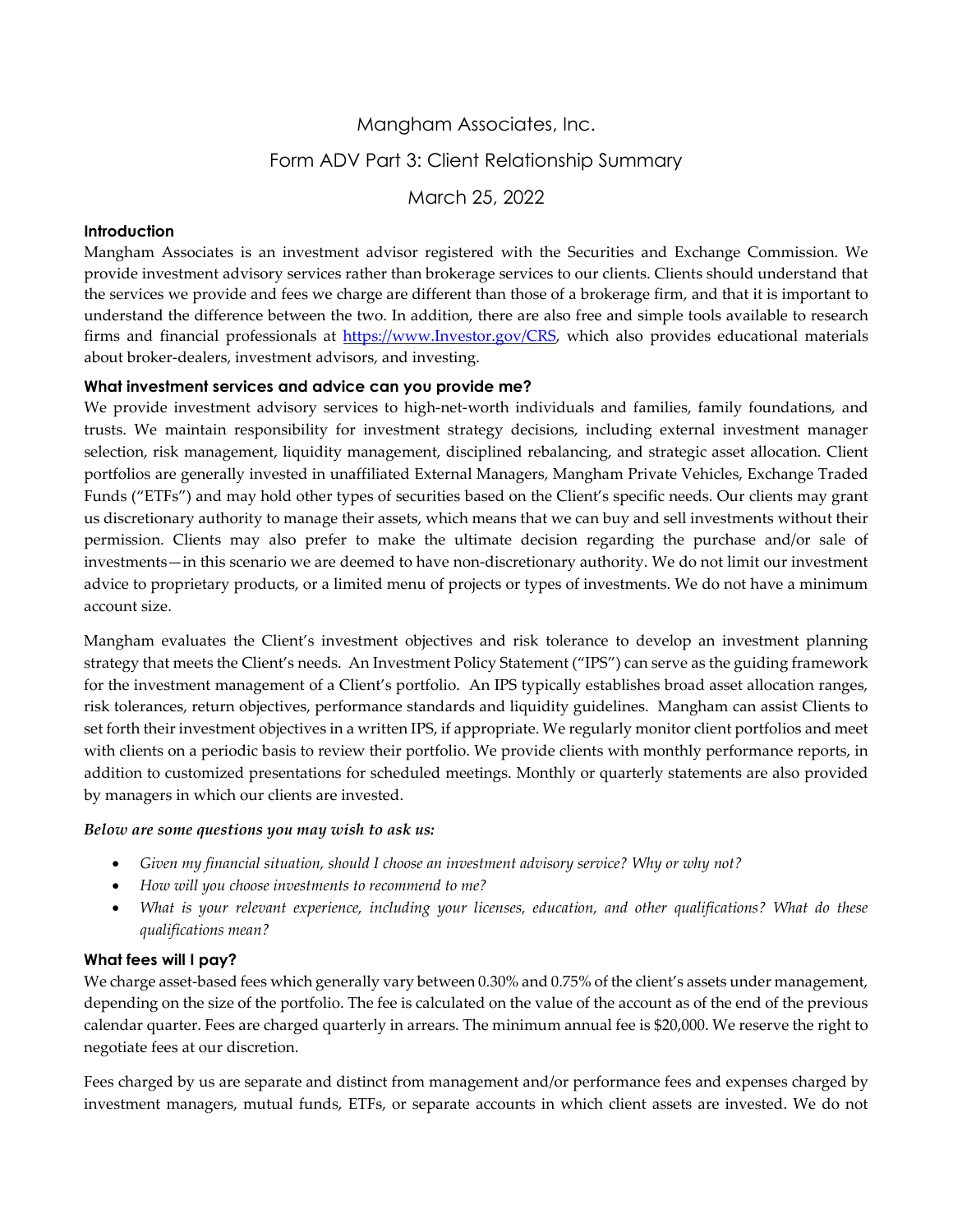# Mangham Associates, Inc.

## Form ADV Part 3: Client Relationship Summary

March 25, 2022

### Introduction

Mangham Associates is an investment advisor registered with the Securities and Exchange Commission. We provide investment advisory services rather than brokerage services to our clients. Clients should understand that the services we provide and fees we charge are different than those of a brokerage firm, and that it is important to understand the difference between the two. In addition, there are also free and simple tools available to research firms and financial professionals at [https://www.Investor.gov/CRS](https://www.Investor.gov/CRS), which also provides educational materials about broker-dealers, investment advisors, and investing.

### What investment services and advice can you provide me?

We provide investment advisory services to high-net-worth individuals and families, family foundations, and trusts. We maintain responsibility for investment strategy decisions, including external investment manager selection, risk management, liquidity management, disciplined rebalancing, and strategic asset allocation. Client portfolios are generally invested in unaffiliated External Managers, Mangham Private Vehicles, Exchange Traded Funds ("ETFs") and may hold other types of securities based on the Client's specific needs. Our clients may grant us discretionary authority to manage their assets, which means that we can buy and sell investments without their permission. Clients may also prefer to make the ultimate decision regarding the purchase and/or sale of investments—in this scenario we are deemed to have non-discretionary authority. We do not limit our investment advice to proprietary products, or a limited menu of projects or types of investments. We do not have a minimum account size.

Mangham evaluates the Client's investment objectives and risk tolerance to develop an investment planning strategy that meets the Client's needs. An Investment Policy Statement ("IPS") can serve as the guiding framework for the investment management of a Client's portfolio. An IPS typically establishes broad asset allocation ranges, risk tolerances, return objectives, performance standards and liquidity guidelines. Mangham can assist Clients to set forth their investment objectives in a written IPS, if appropriate. We regularly monitor client portfolios and meet with clients on a periodic basis to review their portfolio. We provide clients with monthly performance reports, in addition to customized presentations for scheduled meetings. Monthly or quarterly statements are also provided by managers in which our clients are invested.

***Below are some questions you may wish to ask us:***

- *Given my financial situation, should I choose an investment advisory service? Why or why not?*
- *How will you choose investments to recommend to me?*
- *What is your relevant experience, including your licenses, education, and other qualifications? What do these qualifications mean?*

### What fees will I pay?

We charge asset-based fees which generally vary between 0.30% and 0.75% of the client's assets under management, depending on the size of the portfolio. The fee is calculated on the value of the account as of the end of the previous calendar quarter. Fees are charged quarterly in arrears. The minimum annual fee is $20,000. We reserve the right to negotiate fees at our discretion.

Fees charged by us are separate and distinct from management and/or performance fees and expenses charged by investment managers, mutual funds, ETFs, or separate accounts in which client assets are invested. We do not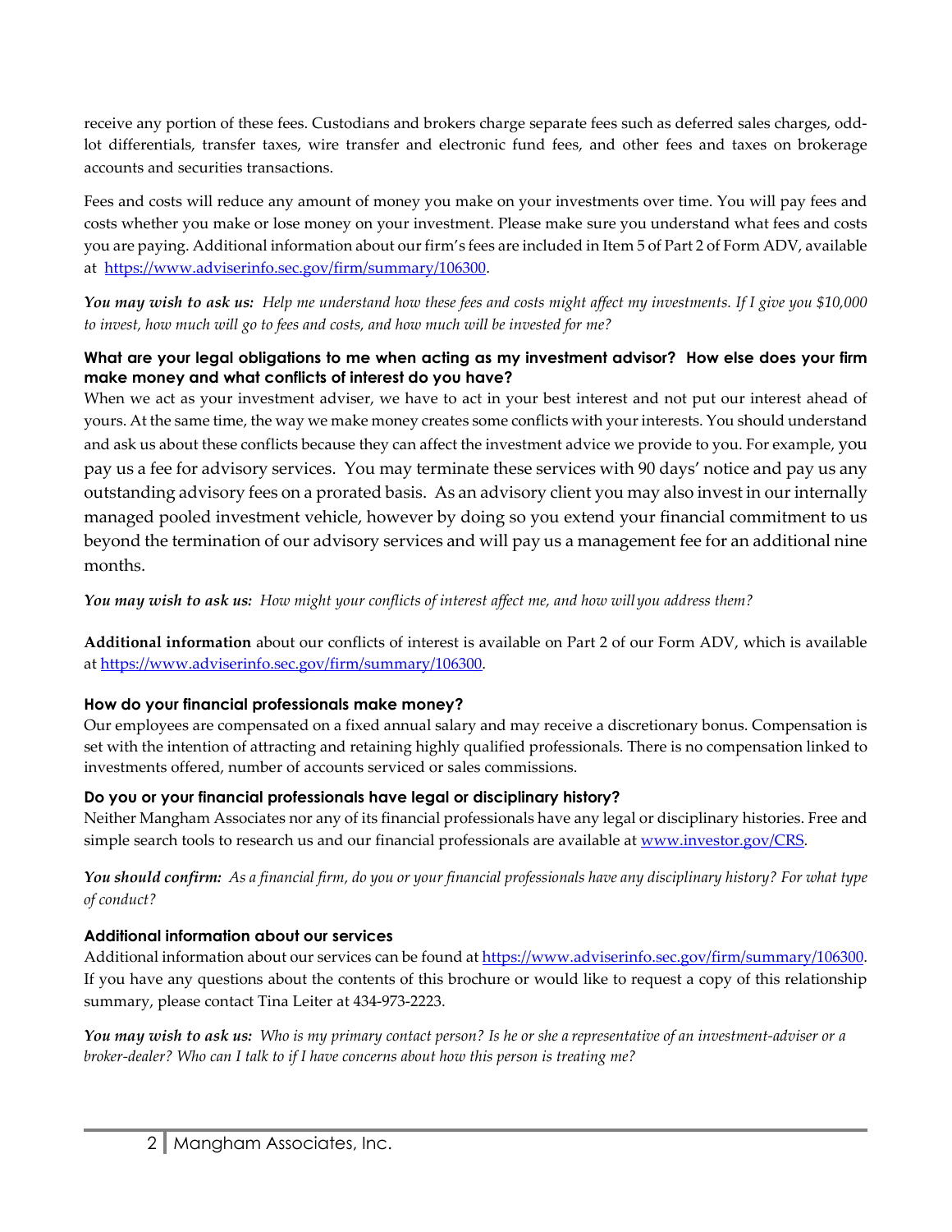receive any portion of these fees. Custodians and brokers charge separate fees such as deferred sales charges, odd-lot differentials, transfer taxes, wire transfer and electronic fund fees, and other fees and taxes on brokerage accounts and securities transactions.

Fees and costs will reduce any amount of money you make on your investments over time. You will pay fees and costs whether you make or lose money on your investment. Please make sure you understand what fees and costs you are paying. Additional information about our firm's fees are included in Item 5 of Part 2 of Form ADV, available at [https://www.adviserinfo.sec.gov/firm/summary/106300](https://www.adviserinfo.sec.gov/firm/summary/106300).

***You may wish to ask us:*** *Help me understand how these fees and costs might affect my investments. If I give you $10,000 to invest, how much will go to fees and costs, and how much will be invested for me?*

### What are your legal obligations to me when acting as my investment advisor? How else does your firm make money and what conflicts of interest do you have?

When we act as your investment adviser, we have to act in your best interest and not put our interest ahead of yours. At the same time, the way we make money creates some conflicts with your interests. You should understand and ask us about these conflicts because they can affect the investment advice we provide to you. For example, you pay us a fee for advisory services. You may terminate these services with 90 days' notice and pay us any outstanding advisory fees on a prorated basis. As an advisory client you may also invest in our internally managed pooled investment vehicle, however by doing so you extend your financial commitment to us beyond the termination of our advisory services and will pay us a management fee for an additional nine months.

***You may wish to ask us:*** *How might your conflicts of interest affect me, and how will you address them?*

**Additional information** about our conflicts of interest is available on Part 2 of our Form ADV, which is available at [https://www.adviserinfo.sec.gov/firm/summary/106300](https://www.adviserinfo.sec.gov/firm/summary/106300).

### How do your financial professionals make money?

Our employees are compensated on a fixed annual salary and may receive a discretionary bonus. Compensation is set with the intention of attracting and retaining highly qualified professionals. There is no compensation linked to investments offered, number of accounts serviced or sales commissions.

### Do you or your financial professionals have legal or disciplinary history?

Neither Mangham Associates nor any of its financial professionals have any legal or disciplinary histories. Free and simple search tools to research us and our financial professionals are available at [www.investor.gov/CRS](www.investor.gov/CRS).

***You should confirm:*** *As a financial firm, do you or your financial professionals have any disciplinary history? For what type of conduct?*

### Additional information about our services

Additional information about our services can be found at [https://www.adviserinfo.sec.gov/firm/summary/106300](https://www.adviserinfo.sec.gov/firm/summary/106300). If you have any questions about the contents of this brochure or would like to request a copy of this relationship summary, please contact Tina Leiter at 434-973-2223.

***You may wish to ask us:*** *Who is my primary contact person? Is he or she a representative of an investment-adviser or a broker-dealer? Who can I talk to if I have concerns about how this person is treating me?*